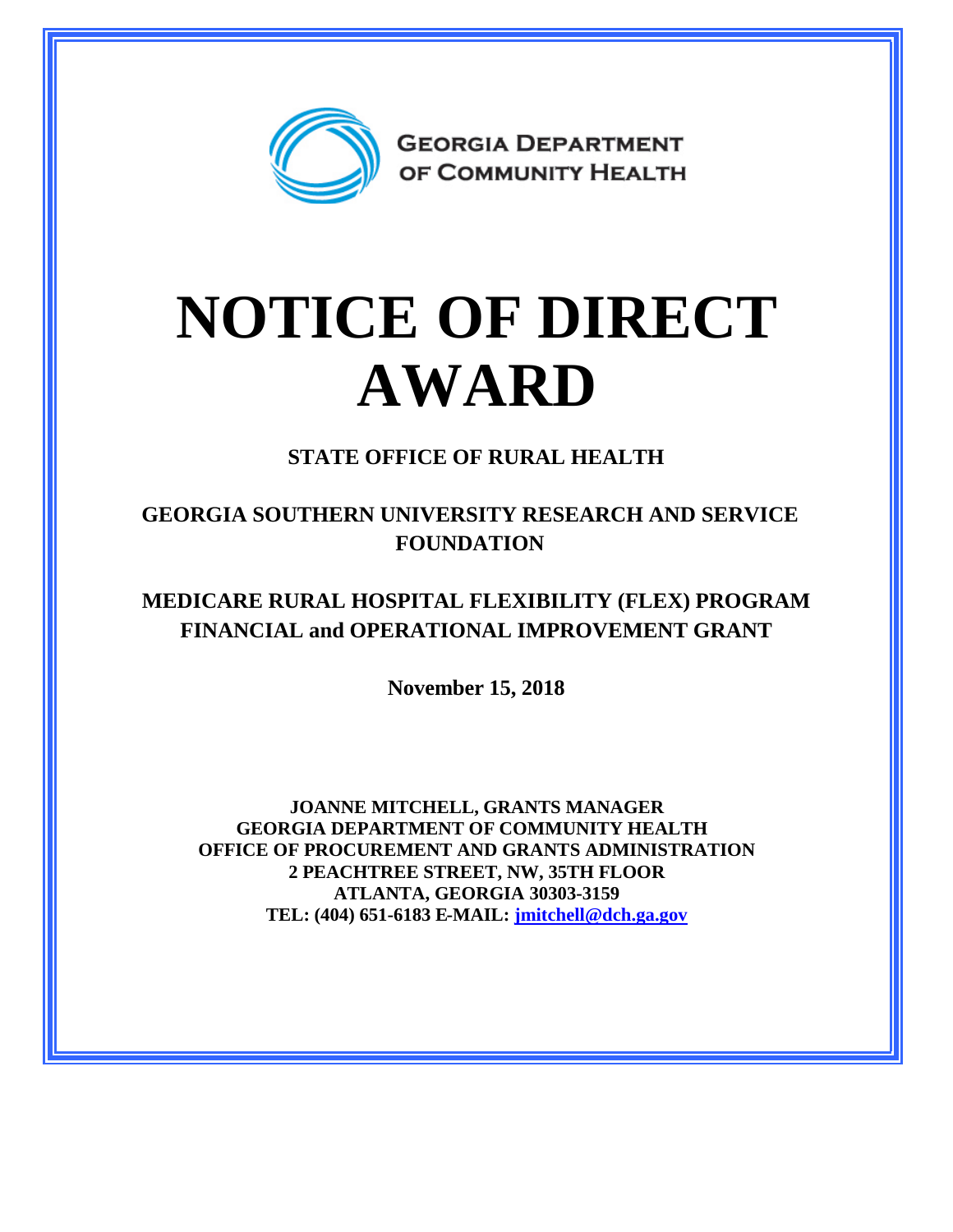GEORGIA DEPARTMENT OF COMMUNITY HEALTH

# NOTICE OF DIRECT AWARD

**STATE OFFICE OF RURAL HEALTH**

**GEORGIA SOUTHERN UNIVERSITY RESEARCH AND SERVICE FOUNDATION**

**MEDICARE RURAL HOSPITAL FLEXIBILITY (FLEX) PROGRAM FINANCIAL and OPERATIONAL IMPROVEMENT GRANT**

**November 15, 2018**

**JOANNE MITCHELL, GRANTS MANAGER**
**GEORGIA DEPARTMENT OF COMMUNITY HEALTH**
**OFFICE OF PROCUREMENT AND GRANTS ADMINISTRATION**
**2 PEACHTREE STREET, NW, 35TH FLOOR**
**ATLANTA, GEORGIA 30303-3159**
**TEL: (404) 651-6183 E-MAIL: jmitchell@dch.ga.gov**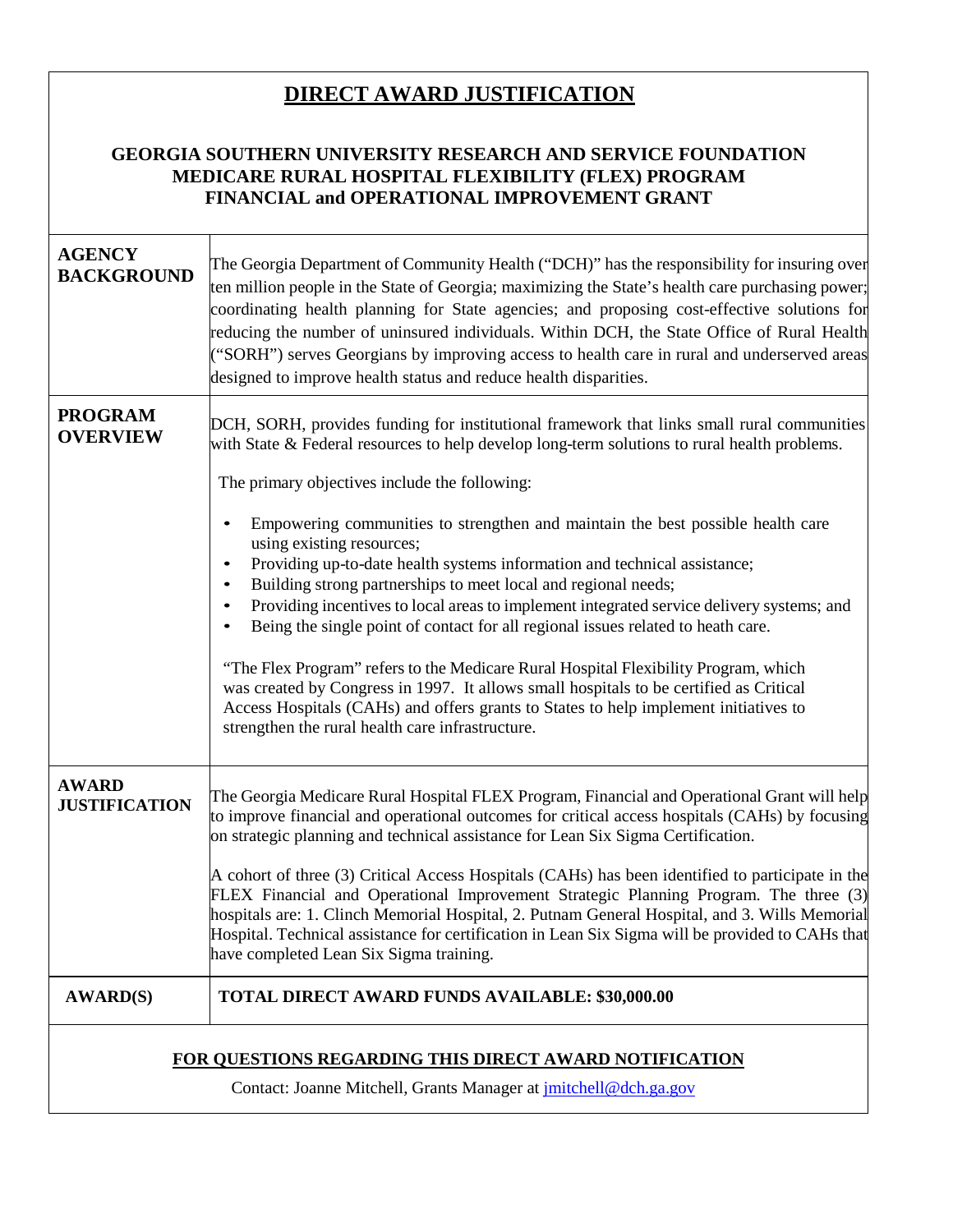# DIRECT AWARD JUSTIFICATION

## GEORGIA SOUTHERN UNIVERSITY RESEARCH AND SERVICE FOUNDATION
## MEDICARE RURAL HOSPITAL FLEXIBILITY (FLEX) PROGRAM
## FINANCIAL and OPERATIONAL IMPROVEMENT GRANT

### AGENCY BACKGROUND

The Georgia Department of Community Health ("DCH)" has the responsibility for insuring over ten million people in the State of Georgia; maximizing the State's health care purchasing power; coordinating health planning for State agencies; and proposing cost-effective solutions for reducing the number of uninsured individuals. Within DCH, the State Office of Rural Health ("SORH") serves Georgians by improving access to health care in rural and underserved areas designed to improve health status and reduce health disparities.

### PROGRAM OVERVIEW

DCH, SORH, provides funding for institutional framework that links small rural communities with State & Federal resources to help develop long-term solutions to rural health problems.

The primary objectives include the following:

- Empowering communities to strengthen and maintain the best possible health care using existing resources;
- Providing up-to-date health systems information and technical assistance;
- Building strong partnerships to meet local and regional needs;
- Providing incentives to local areas to implement integrated service delivery systems; and
- Being the single point of contact for all regional issues related to heath care.

"The Flex Program" refers to the Medicare Rural Hospital Flexibility Program, which was created by Congress in 1997. It allows small hospitals to be certified as Critical Access Hospitals (CAHs) and offers grants to States to help implement initiatives to strengthen the rural health care infrastructure.

### AWARD JUSTIFICATION

The Georgia Medicare Rural Hospital FLEX Program, Financial and Operational Grant will help to improve financial and operational outcomes for critical access hospitals (CAHs) by focusing on strategic planning and technical assistance for Lean Six Sigma Certification.

A cohort of three (3) Critical Access Hospitals (CAHs) has been identified to participate in the FLEX Financial and Operational Improvement Strategic Planning Program. The three (3) hospitals are: 1. Clinch Memorial Hospital, 2. Putnam General Hospital, and 3. Wills Memorial Hospital. Technical assistance for certification in Lean Six Sigma will be provided to CAHs that have completed Lean Six Sigma training.

### AWARD(S)

**TOTAL DIRECT AWARD FUNDS AVAILABLE: $30,000.00**

**FOR QUESTIONS REGARDING THIS DIRECT AWARD NOTIFICATION**

Contact: Joanne Mitchell, Grants Manager at jmitchell@dch.ga.gov